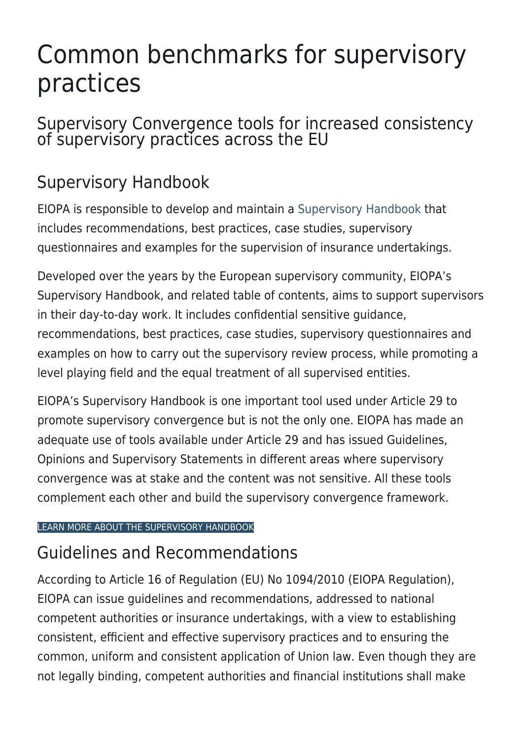# Common benchmarks for supervisory practices

## Supervisory Convergence tools for increased consistency of supervisory practices across the EU

## Supervisory Handbook

EIOPA is responsible to develop and maintain a Supervisory Handbook that includes recommendations, best practices, case studies, supervisory questionnaires and examples for the supervision of insurance undertakings.

Developed over the years by the European supervisory community, EIOPA's Supervisory Handbook, and related table of contents, aims to support supervisors in their day-to-day work. It includes confidential sensitive guidance, recommendations, best practices, case studies, supervisory questionnaires and examples on how to carry out the supervisory review process, while promoting a level playing field and the equal treatment of all supervised entities.

EIOPA's Supervisory Handbook is one important tool used under Article 29 to promote supervisory convergence but is not the only one. EIOPA has made an adequate use of tools available under Article 29 and has issued Guidelines, Opinions and Supervisory Statements in different areas where supervisory convergence was at stake and the content was not sensitive. All these tools complement each other and build the supervisory convergence framework.

LEARN MORE ABOUT THE SUPERVISORY HANDBOOK

## Guidelines and Recommendations

According to Article 16 of Regulation (EU) No 1094/2010 (EIOPA Regulation), EIOPA can issue guidelines and recommendations, addressed to national competent authorities or insurance undertakings, with a view to establishing consistent, efficient and effective supervisory practices and to ensuring the common, uniform and consistent application of Union law. Even though they are not legally binding, competent authorities and financial institutions shall make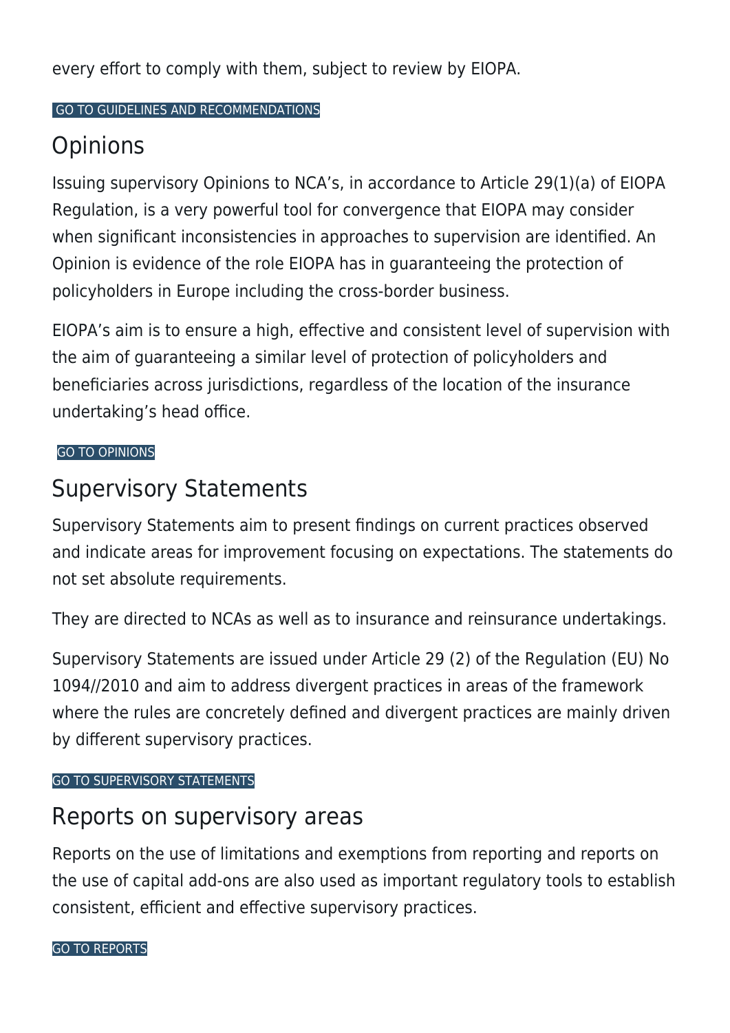every effort to comply with them, subject to review by EIOPA.

GO TO GUIDELINES AND RECOMMENDATIONS

## Opinions

Issuing supervisory Opinions to NCA's, in accordance to Article 29(1)(a) of EIOPA Regulation, is a very powerful tool for convergence that EIOPA may consider when significant inconsistencies in approaches to supervision are identified. An Opinion is evidence of the role EIOPA has in guaranteeing the protection of policyholders in Europe including the cross-border business.

EIOPA's aim is to ensure a high, effective and consistent level of supervision with the aim of guaranteeing a similar level of protection of policyholders and beneficiaries across jurisdictions, regardless of the location of the insurance undertaking's head office.

GO TO OPINIONS

## Supervisory Statements

Supervisory Statements aim to present findings on current practices observed and indicate areas for improvement focusing on expectations. The statements do not set absolute requirements.

They are directed to NCAs as well as to insurance and reinsurance undertakings.

Supervisory Statements are issued under Article 29 (2) of the Regulation (EU) No 1094//2010 and aim to address divergent practices in areas of the framework where the rules are concretely defined and divergent practices are mainly driven by different supervisory practices.

GO TO SUPERVISORY STATEMENTS

## Reports on supervisory areas

Reports on the use of limitations and exemptions from reporting and reports on the use of capital add-ons are also used as important regulatory tools to establish consistent, efficient and effective supervisory practices.

GO TO REPORTS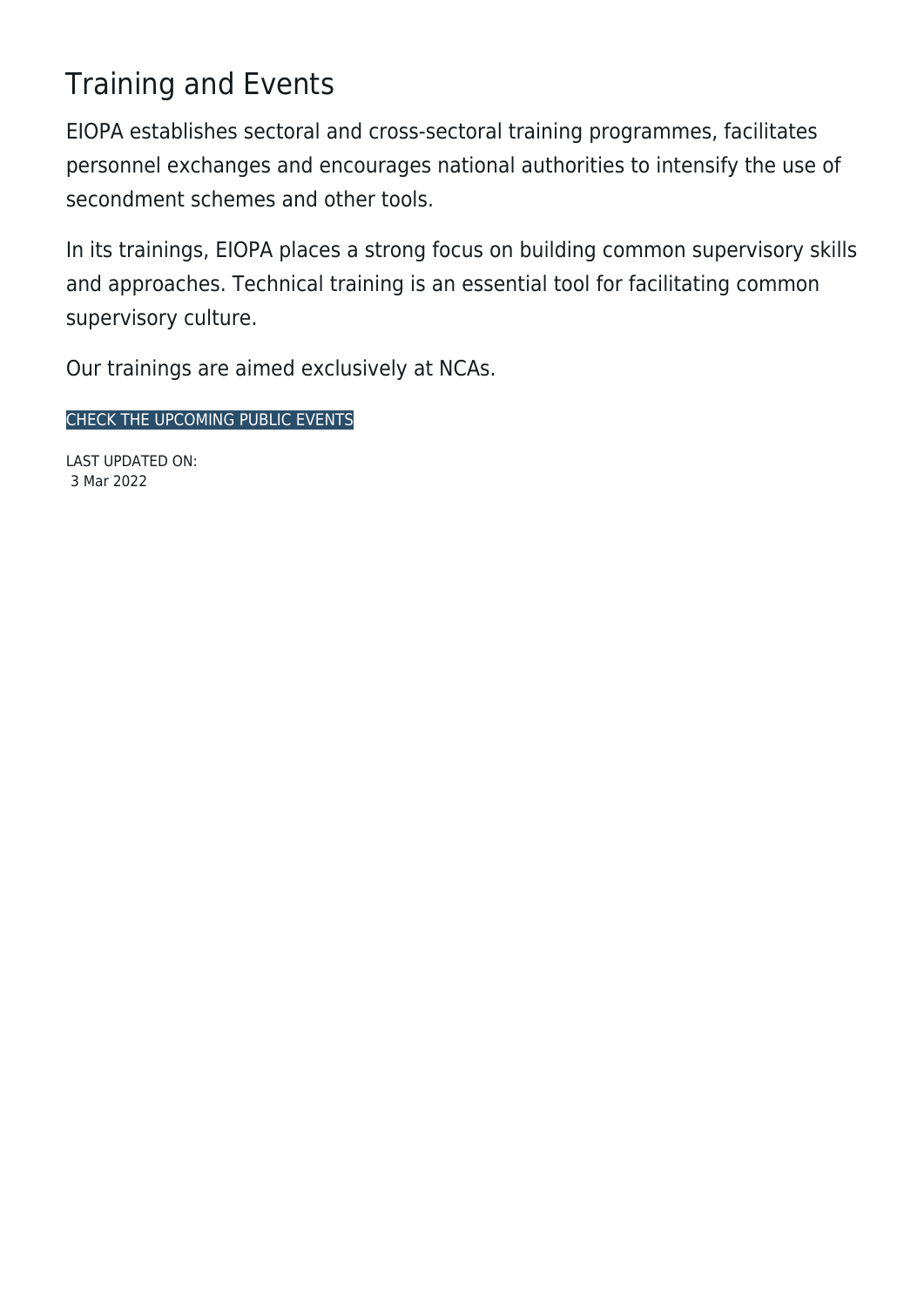# Training and Events

EIOPA establishes sectoral and cross-sectoral training programmes, facilitates personnel exchanges and encourages national authorities to intensify the use of secondment schemes and other tools.

In its trainings, EIOPA places a strong focus on building common supervisory skills and approaches. Technical training is an essential tool for facilitating common supervisory culture.

Our trainings are aimed exclusively at NCAs.

CHECK THE UPCOMING PUBLIC EVENTS

LAST UPDATED ON:
3 Mar 2022